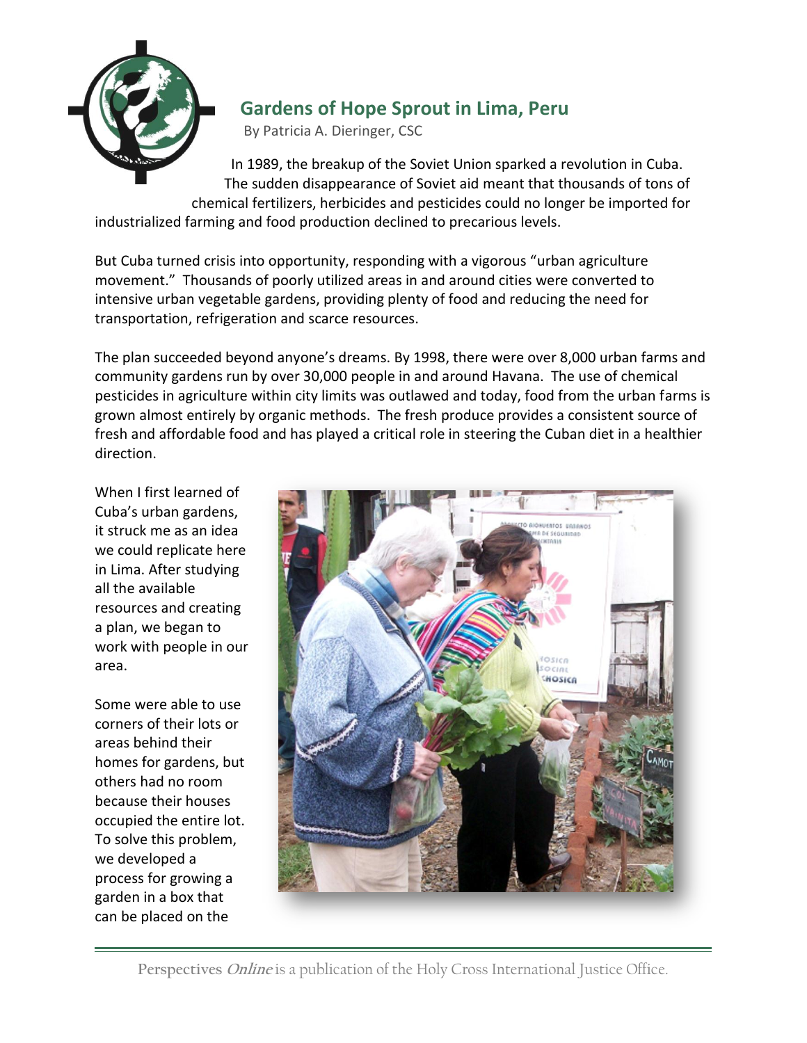## Gardens of Hope Sprout in Lima, Peru

By Patricia A. Dieringer, CSC

In 1989, the breakup of the Soviet Union sparked a revolution in Cuba. The sudden disappearance of Soviet aid meant that thousands of tons of chemical fertilizers, herbicides and pesticides could no longer be imported for industrialized farming and food production declined to precarious levels.

But Cuba turned crisis into opportunity, responding with a vigorous "urban agriculture movement." Thousands of poorly utilized areas in and around cities were converted to intensive urban vegetable gardens, providing plenty of food and reducing the need for transportation, refrigeration and scarce resources.

The plan succeeded beyond anyone's dreams. By 1998, there were over 8,000 urban farms and community gardens run by over 30,000 people in and around Havana. The use of chemical pesticides in agriculture within city limits was outlawed and today, food from the urban farms is grown almost entirely by organic methods. The fresh produce provides a consistent source of fresh and affordable food and has played a critical role in steering the Cuban diet in a healthier direction.

When I first learned of Cuba's urban gardens, it struck me as an idea we could replicate here in Lima. After studying all the available resources and creating a plan, we began to work with people in our area.

Some were able to use corners of their lots or areas behind their homes for gardens, but others had no room because their houses occupied the entire lot. To solve this problem, we developed a process for growing a garden in a box that can be placed on the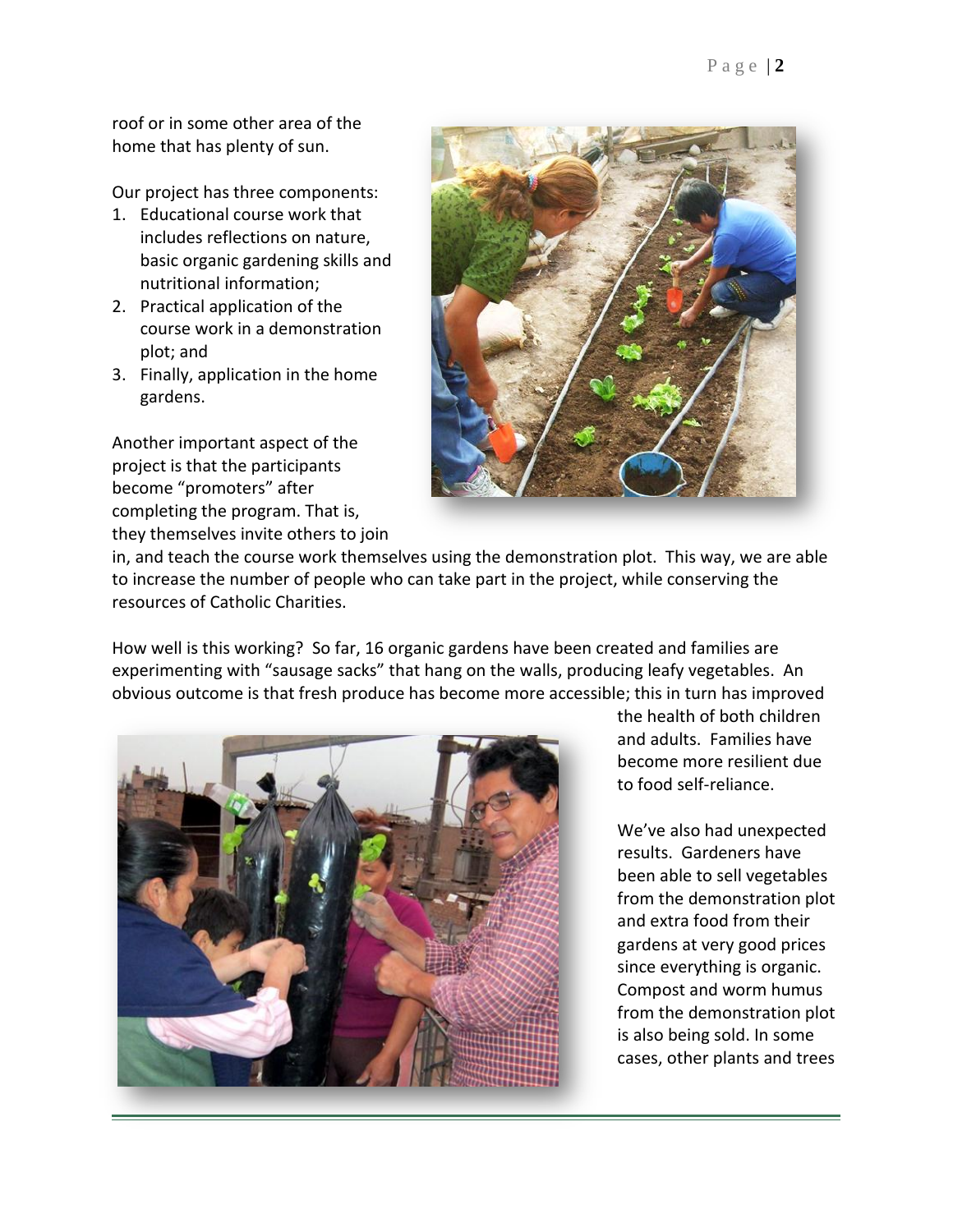roof or in some other area of the home that has plenty of sun.

Our project has three components:

1. Educational course work that includes reflections on nature, basic organic gardening skills and nutritional information;
2. Practical application of the course work in a demonstration plot; and
3. Finally, application in the home gardens.

Another important aspect of the project is that the participants become “promoters” after completing the program. That is, they themselves invite others to join in, and teach the course work themselves using the demonstration plot. This way, we are able to increase the number of people who can take part in the project, while conserving the resources of Catholic Charities.

How well is this working? So far, 16 organic gardens have been created and families are experimenting with “sausage sacks” that hang on the walls, producing leafy vegetables. An obvious outcome is that fresh produce has become more accessible; this in turn has improved the health of both children and adults. Families have become more resilient due to food self-reliance.

We’ve also had unexpected results. Gardeners have been able to sell vegetables from the demonstration plot and extra food from their gardens at very good prices since everything is organic. Compost and worm humus from the demonstration plot is also being sold. In some cases, other plants and trees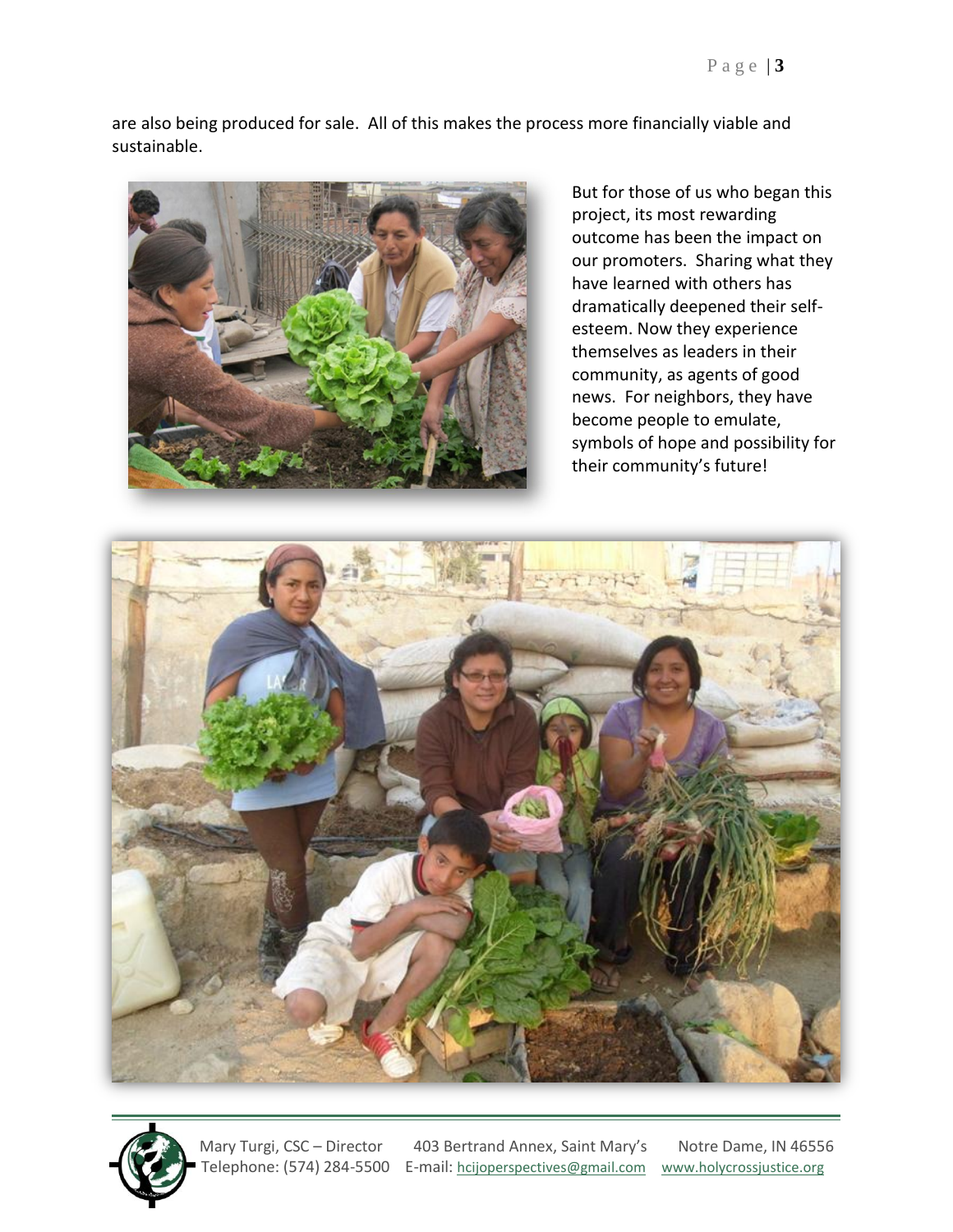are also being produced for sale. All of this makes the process more financially viable and sustainable.

But for those of us who began this project, its most rewarding outcome has been the impact on our promoters. Sharing what they have learned with others has dramatically deepened their self-esteem. Now they experience themselves as leaders in their community, as agents of good news. For neighbors, they have become people to emulate, symbols of hope and possibility for their community's future!

Mary Turgi, CSC – Director    403 Bertrand Annex, Saint Mary's    Notre Dame, IN 46556
Telephone: (574) 284-5500    E-mail: hcijoperspectives@gmail.com    www.holycrossjustice.org